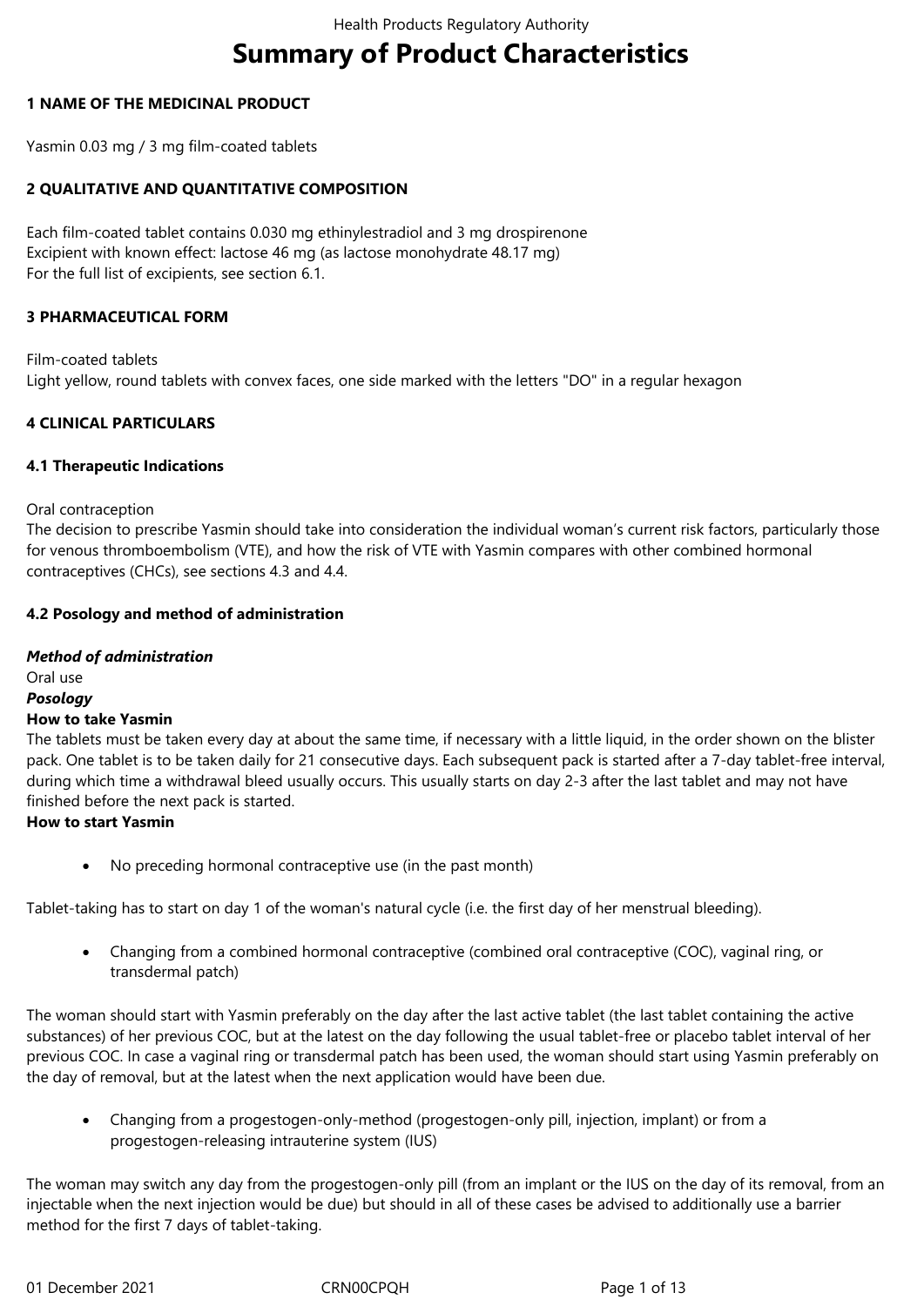# Summary of Product Characteristics

## 1 NAME OF THE MEDICINAL PRODUCT

Yasmin 0.03 mg / 3 mg film-coated tablets

## 2 QUALITATIVE AND QUANTITATIVE COMPOSITION

Each film-coated tablet contains 0.030 mg ethinylestradiol and 3 mg drospirenone
Excipient with known effect: lactose 46 mg (as lactose monohydrate 48.17 mg)
For the full list of excipients, see section 6.1.

## 3 PHARMACEUTICAL FORM

Film-coated tablets
Light yellow, round tablets with convex faces, one side marked with the letters "DO" in a regular hexagon

## 4 CLINICAL PARTICULARS

### 4.1 Therapeutic Indications

Oral contraception
The decision to prescribe Yasmin should take into consideration the individual woman's current risk factors, particularly those for venous thromboembolism (VTE), and how the risk of VTE with Yasmin compares with other combined hormonal contraceptives (CHCs), see sections 4.3 and 4.4.

### 4.2 Posology and method of administration

***Method of administration***
Oral use
***Posology***
**How to take Yasmin**
The tablets must be taken every day at about the same time, if necessary with a little liquid, in the order shown on the blister pack. One tablet is to be taken daily for 21 consecutive days. Each subsequent pack is started after a 7-day tablet-free interval, during which time a withdrawal bleed usually occurs. This usually starts on day 2-3 after the last tablet and may not have finished before the next pack is started.
**How to start Yasmin**

- No preceding hormonal contraceptive use (in the past month)

Tablet-taking has to start on day 1 of the woman's natural cycle (i.e. the first day of her menstrual bleeding).

- Changing from a combined hormonal contraceptive (combined oral contraceptive (COC), vaginal ring, or transdermal patch)

The woman should start with Yasmin preferably on the day after the last active tablet (the last tablet containing the active substances) of her previous COC, but at the latest on the day following the usual tablet-free or placebo tablet interval of her previous COC. In case a vaginal ring or transdermal patch has been used, the woman should start using Yasmin preferably on the day of removal, but at the latest when the next application would have been due.

- Changing from a progestogen-only-method (progestogen-only pill, injection, implant) or from a progestogen-releasing intrauterine system (IUS)

The woman may switch any day from the progestogen-only pill (from an implant or the IUS on the day of its removal, from an injectable when the next injection would be due) but should in all of these cases be advised to additionally use a barrier method for the first 7 days of tablet-taking.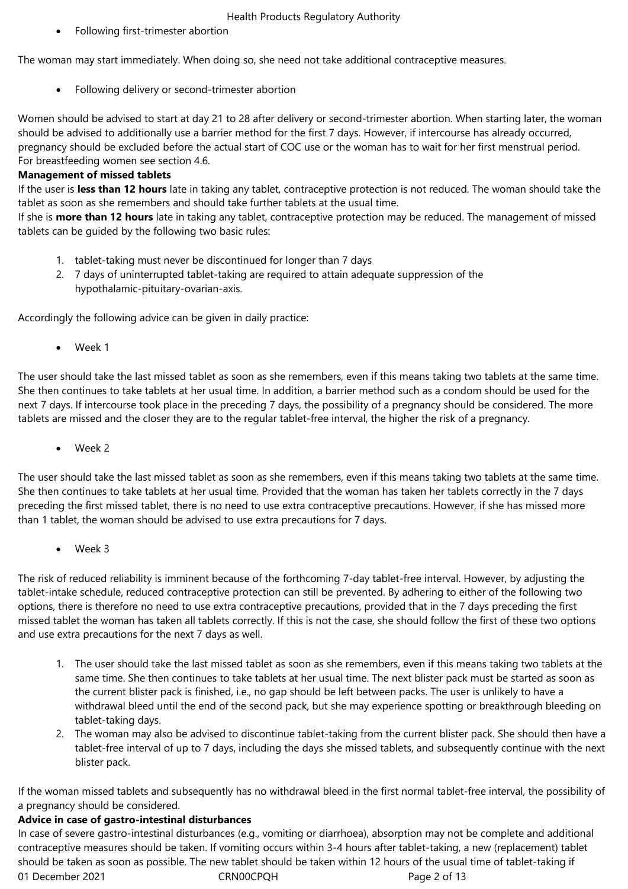- Following first-trimester abortion

The woman may start immediately. When doing so, she need not take additional contraceptive measures.

- Following delivery or second-trimester abortion

Women should be advised to start at day 21 to 28 after delivery or second-trimester abortion. When starting later, the woman should be advised to additionally use a barrier method for the first 7 days. However, if intercourse has already occurred, pregnancy should be excluded before the actual start of COC use or the woman has to wait for her first menstrual period.
For breastfeeding women see section 4.6.

**Management of missed tablets**

If the user is **less than 12 hours** late in taking any tablet, contraceptive protection is not reduced. The woman should take the tablet as soon as she remembers and should take further tablets at the usual time.
If she is **more than 12 hours** late in taking any tablet, contraceptive protection may be reduced. The management of missed tablets can be guided by the following two basic rules:

1. tablet-taking must never be discontinued for longer than 7 days
2. 7 days of uninterrupted tablet-taking are required to attain adequate suppression of the hypothalamic-pituitary-ovarian-axis.

Accordingly the following advice can be given in daily practice:

- Week 1

The user should take the last missed tablet as soon as she remembers, even if this means taking two tablets at the same time. She then continues to take tablets at her usual time. In addition, a barrier method such as a condom should be used for the next 7 days. If intercourse took place in the preceding 7 days, the possibility of a pregnancy should be considered. The more tablets are missed and the closer they are to the regular tablet-free interval, the higher the risk of a pregnancy.

- Week 2

The user should take the last missed tablet as soon as she remembers, even if this means taking two tablets at the same time. She then continues to take tablets at her usual time. Provided that the woman has taken her tablets correctly in the 7 days preceding the first missed tablet, there is no need to use extra contraceptive precautions. However, if she has missed more than 1 tablet, the woman should be advised to use extra precautions for 7 days.

- Week 3

The risk of reduced reliability is imminent because of the forthcoming 7-day tablet-free interval. However, by adjusting the tablet-intake schedule, reduced contraceptive protection can still be prevented. By adhering to either of the following two options, there is therefore no need to use extra contraceptive precautions, provided that in the 7 days preceding the first missed tablet the woman has taken all tablets correctly. If this is not the case, she should follow the first of these two options and use extra precautions for the next 7 days as well.

1. The user should take the last missed tablet as soon as she remembers, even if this means taking two tablets at the same time. She then continues to take tablets at her usual time. The next blister pack must be started as soon as the current blister pack is finished, i.e., no gap should be left between packs. The user is unlikely to have a withdrawal bleed until the end of the second pack, but she may experience spotting or breakthrough bleeding on tablet-taking days.
2. The woman may also be advised to discontinue tablet-taking from the current blister pack. She should then have a tablet-free interval of up to 7 days, including the days she missed tablets, and subsequently continue with the next blister pack.

If the woman missed tablets and subsequently has no withdrawal bleed in the first normal tablet-free interval, the possibility of a pregnancy should be considered.

**Advice in case of gastro-intestinal disturbances**

In case of severe gastro-intestinal disturbances (e.g., vomiting or diarrhoea), absorption may not be complete and additional contraceptive measures should be taken. If vomiting occurs within 3-4 hours after tablet-taking, a new (replacement) tablet should be taken as soon as possible. The new tablet should be taken within 12 hours of the usual time of tablet-taking if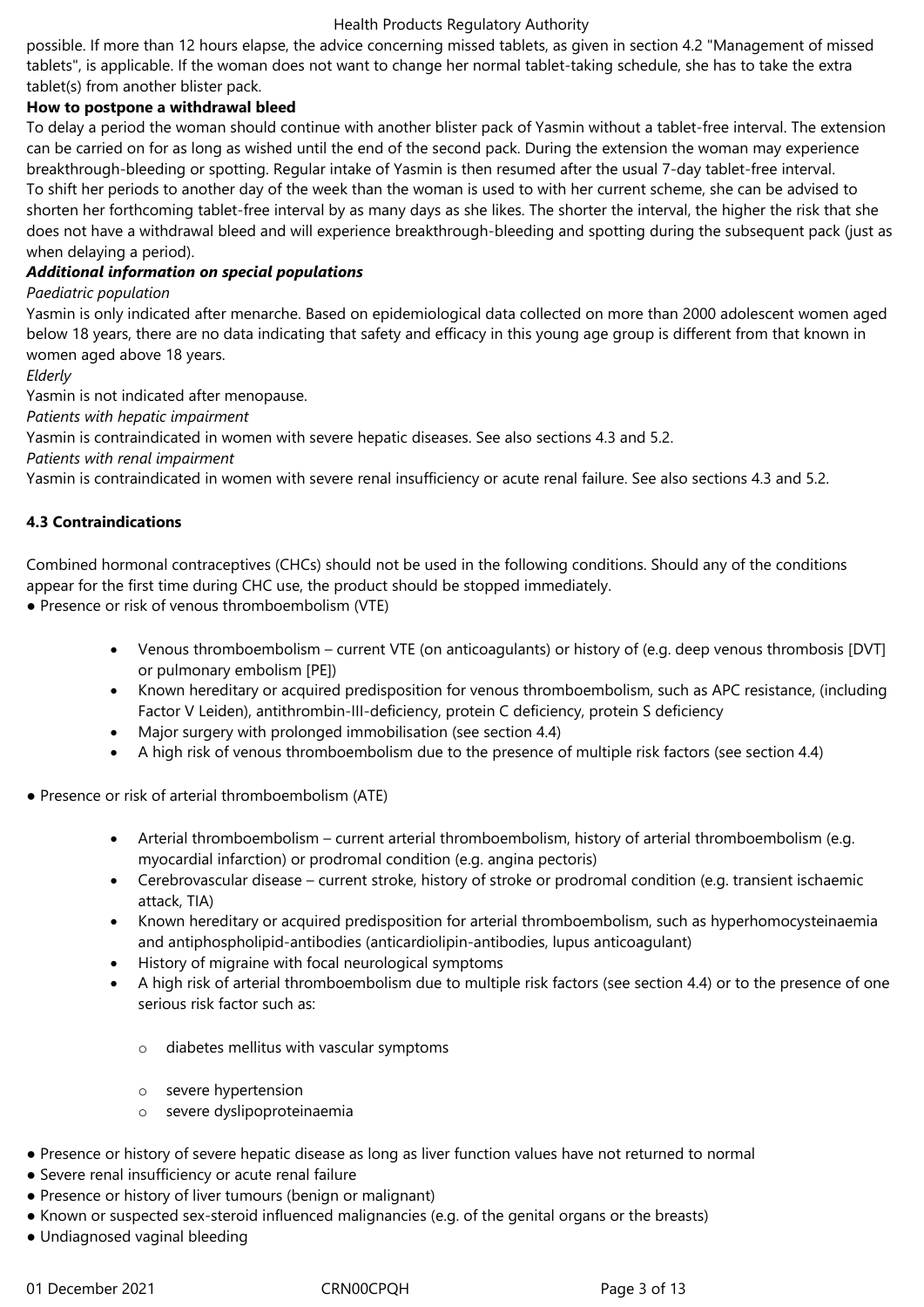possible. If more than 12 hours elapse, the advice concerning missed tablets, as given in section 4.2 "Management of missed tablets", is applicable. If the woman does not want to change her normal tablet-taking schedule, she has to take the extra tablet(s) from another blister pack.

**How to postpone a withdrawal bleed**

To delay a period the woman should continue with another blister pack of Yasmin without a tablet-free interval. The extension can be carried on for as long as wished until the end of the second pack. During the extension the woman may experience breakthrough-bleeding or spotting. Regular intake of Yasmin is then resumed after the usual 7-day tablet-free interval.

To shift her periods to another day of the week than the woman is used to with her current scheme, she can be advised to shorten her forthcoming tablet-free interval by as many days as she likes. The shorter the interval, the higher the risk that she does not have a withdrawal bleed and will experience breakthrough-bleeding and spotting during the subsequent pack (just as when delaying a period).

***Additional information on special populations***

*Paediatric population*

Yasmin is only indicated after menarche. Based on epidemiological data collected on more than 2000 adolescent women aged below 18 years, there are no data indicating that safety and efficacy in this young age group is different from that known in women aged above 18 years.

*Elderly*

Yasmin is not indicated after menopause.

*Patients with hepatic impairment*

Yasmin is contraindicated in women with severe hepatic diseases. See also sections 4.3 and 5.2.

*Patients with renal impairment*

Yasmin is contraindicated in women with severe renal insufficiency or acute renal failure. See also sections 4.3 and 5.2.

**4.3 Contraindications**

Combined hormonal contraceptives (CHCs) should not be used in the following conditions. Should any of the conditions appear for the first time during CHC use, the product should be stopped immediately.

- Presence or risk of venous thromboembolism (VTE)
  - Venous thromboembolism – current VTE (on anticoagulants) or history of (e.g. deep venous thrombosis [DVT] or pulmonary embolism [PE])
  - Known hereditary or acquired predisposition for venous thromboembolism, such as APC resistance, (including Factor V Leiden), antithrombin-III-deficiency, protein C deficiency, protein S deficiency
  - Major surgery with prolonged immobilisation (see section 4.4)
  - A high risk of venous thromboembolism due to the presence of multiple risk factors (see section 4.4)
- Presence or risk of arterial thromboembolism (ATE)
  - Arterial thromboembolism – current arterial thromboembolism, history of arterial thromboembolism (e.g. myocardial infarction) or prodromal condition (e.g. angina pectoris)
  - Cerebrovascular disease – current stroke, history of stroke or prodromal condition (e.g. transient ischaemic attack, TIA)
  - Known hereditary or acquired predisposition for arterial thromboembolism, such as hyperhomocysteinaemia and antiphospholipid-antibodies (anticardiolipin-antibodies, lupus anticoagulant)
  - History of migraine with focal neurological symptoms
  - A high risk of arterial thromboembolism due to multiple risk factors (see section 4.4) or to the presence of one serious risk factor such as:
    - diabetes mellitus with vascular symptoms
    - severe hypertension
    - severe dyslipoproteinaemia
- Presence or history of severe hepatic disease as long as liver function values have not returned to normal
- Severe renal insufficiency or acute renal failure
- Presence or history of liver tumours (benign or malignant)
- Known or suspected sex-steroid influenced malignancies (e.g. of the genital organs or the breasts)
- Undiagnosed vaginal bleeding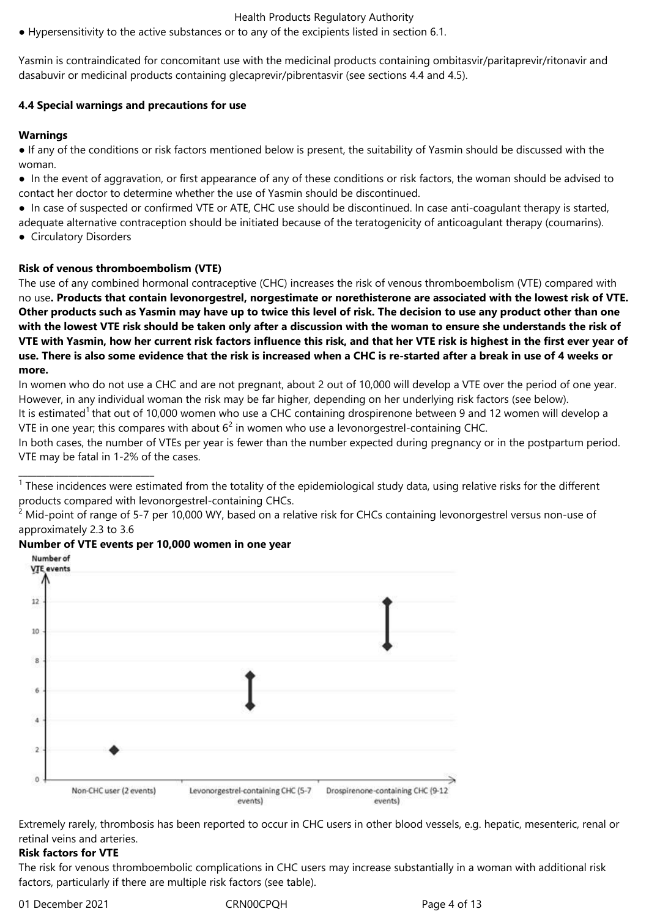● Hypersensitivity to the active substances or to any of the excipients listed in section 6.1.

Yasmin is contraindicated for concomitant use with the medicinal products containing ombitasvir/paritaprevir/ritonavir and dasabuvir or medicinal products containing glecaprevir/pibrentasvir (see sections 4.4 and 4.5).

### 4.4 Special warnings and precautions for use

**Warnings**

● If any of the conditions or risk factors mentioned below is present, the suitability of Yasmin should be discussed with the woman.

● In the event of aggravation, or first appearance of any of these conditions or risk factors, the woman should be advised to contact her doctor to determine whether the use of Yasmin should be discontinued.

● In case of suspected or confirmed VTE or ATE, CHC use should be discontinued. In case anti-coagulant therapy is started, adequate alternative contraception should be initiated because of the teratogenicity of anticoagulant therapy (coumarins).

● Circulatory Disorders

**Risk of venous thromboembolism (VTE)**

The use of any combined hormonal contraceptive (CHC) increases the risk of venous thromboembolism (VTE) compared with no use**. Products that contain levonorgestrel, norgestimate or norethisterone are associated with the lowest risk of VTE. Other products such as Yasmin may have up to twice this level of risk. The decision to use any product other than one with the lowest VTE risk should be taken only after a discussion with the woman to ensure she understands the risk of VTE with Yasmin, how her current risk factors influence this risk, and that her VTE risk is highest in the first ever year of use. There is also some evidence that the risk is increased when a CHC is re-started after a break in use of 4 weeks or more.**

In women who do not use a CHC and are not pregnant, about 2 out of 10,000 will develop a VTE over the period of one year. However, in any individual woman the risk may be far higher, depending on her underlying risk factors (see below).

It is estimated[1] that out of 10,000 women who use a CHC containing drospirenone between 9 and 12 women will develop a VTE in one year; this compares with about 6[2] in women who use a levonorgestrel-containing CHC.

In both cases, the number of VTEs per year is fewer than the number expected during pregnancy or in the postpartum period. VTE may be fatal in 1-2% of the cases.

---

[1] These incidences were estimated from the totality of the epidemiological study data, using relative risks for the different products compared with levonorgestrel-containing CHCs.

[2] Mid-point of range of 5-7 per 10,000 WY, based on a relative risk for CHCs containing levonorgestrel versus non-use of approximately 2.3 to 3.6

**Number of VTE events per 10,000 women in one year**

| | Number of VTE events |
|---|---|
| Non-CHC user (2 events) | 2 |
| Levonorgestrel-containing CHC (5-7 events) | 5–7 |
| Drospirenone-containing CHC (9-12 events) | 9–12 |

Extremely rarely, thrombosis has been reported to occur in CHC users in other blood vessels, e.g. hepatic, mesenteric, renal or retinal veins and arteries.

**Risk factors for VTE**

The risk for venous thromboembolic complications in CHC users may increase substantially in a woman with additional risk factors, particularly if there are multiple risk factors (see table).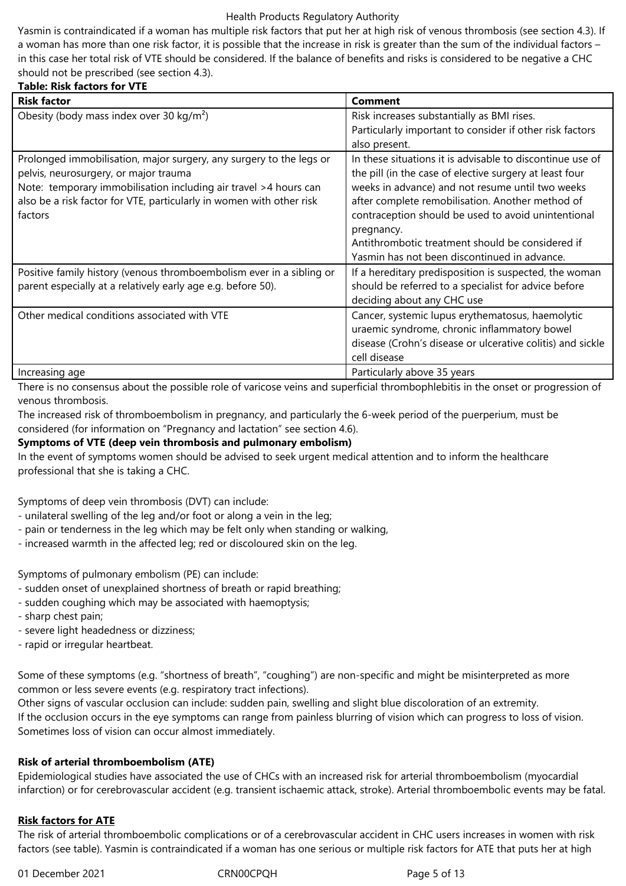Yasmin is contraindicated if a woman has multiple risk factors that put her at high risk of venous thrombosis (see section 4.3). If a woman has more than one risk factor, it is possible that the increase in risk is greater than the sum of the individual factors – in this case her total risk of VTE should be considered. If the balance of benefits and risks is considered to be negative a CHC should not be prescribed (see section 4.3).

**Table: Risk factors for VTE**

| Risk factor | Comment |
|---|---|
| Obesity (body mass index over 30 kg/m²) | Risk increases substantially as BMI rises.<br>Particularly important to consider if other risk factors also present. |
| Prolonged immobilisation, major surgery, any surgery to the legs or pelvis, neurosurgery, or major trauma<br>Note: temporary immobilisation including air travel >4 hours can also be a risk factor for VTE, particularly in women with other risk factors | In these situations it is advisable to discontinue use of the pill (in the case of elective surgery at least four weeks in advance) and not resume until two weeks after complete remobilisation. Another method of contraception should be used to avoid unintentional pregnancy.<br>Antithrombotic treatment should be considered if Yasmin has not been discontinued in advance. |
| Positive family history (venous thromboembolism ever in a sibling or parent especially at a relatively early age e.g. before 50). | If a hereditary predisposition is suspected, the woman should be referred to a specialist for advice before deciding about any CHC use |
| Other medical conditions associated with VTE | Cancer, systemic lupus erythematosus, haemolytic uraemic syndrome, chronic inflammatory bowel disease (Crohn's disease or ulcerative colitis) and sickle cell disease |
| Increasing age | Particularly above 35 years |

There is no consensus about the possible role of varicose veins and superficial thrombophlebitis in the onset or progression of venous thrombosis.

The increased risk of thromboembolism in pregnancy, and particularly the 6-week period of the puerperium, must be considered (for information on "Pregnancy and lactation" see section 4.6).

**Symptoms of VTE (deep vein thrombosis and pulmonary embolism)**

In the event of symptoms women should be advised to seek urgent medical attention and to inform the healthcare professional that she is taking a CHC.

Symptoms of deep vein thrombosis (DVT) can include:
- unilateral swelling of the leg and/or foot or along a vein in the leg;
- pain or tenderness in the leg which may be felt only when standing or walking,
- increased warmth in the affected leg; red or discoloured skin on the leg.

Symptoms of pulmonary embolism (PE) can include:
- sudden onset of unexplained shortness of breath or rapid breathing;
- sudden coughing which may be associated with haemoptysis;
- sharp chest pain;
- severe light headedness or dizziness;
- rapid or irregular heartbeat.

Some of these symptoms (e.g. "shortness of breath", "coughing") are non-specific and might be misinterpreted as more common or less severe events (e.g. respiratory tract infections).

Other signs of vascular occlusion can include: sudden pain, swelling and slight blue discoloration of an extremity.

If the occlusion occurs in the eye symptoms can range from painless blurring of vision which can progress to loss of vision. Sometimes loss of vision can occur almost immediately.

**Risk of arterial thromboembolism (ATE)**

Epidemiological studies have associated the use of CHCs with an increased risk for arterial thromboembolism (myocardial infarction) or for cerebrovascular accident (e.g. transient ischaemic attack, stroke). Arterial thromboembolic events may be fatal.

**Risk factors for ATE**

The risk of arterial thromboembolic complications or of a cerebrovascular accident in CHC users increases in women with risk factors (see table). Yasmin is contraindicated if a woman has one serious or multiple risk factors for ATE that puts her at high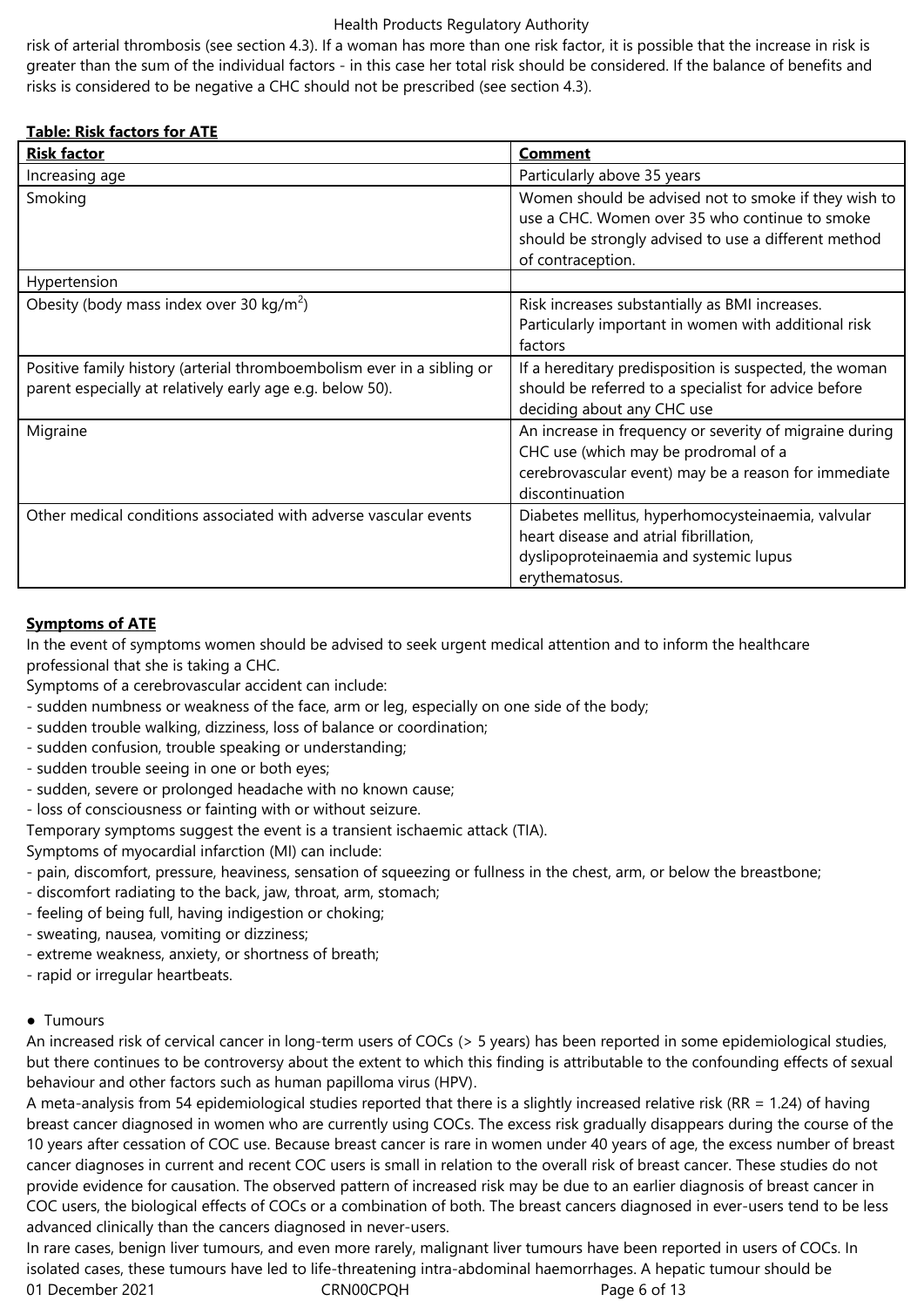risk of arterial thrombosis (see section 4.3). If a woman has more than one risk factor, it is possible that the increase in risk is greater than the sum of the individual factors - in this case her total risk should be considered. If the balance of benefits and risks is considered to be negative a CHC should not be prescribed (see section 4.3).

**Table: Risk factors for ATE**

| **Risk factor** | **Comment** |
|---|---|
| Increasing age | Particularly above 35 years |
| Smoking | Women should be advised not to smoke if they wish to use a CHC. Women over 35 who continue to smoke should be strongly advised to use a different method of contraception. |
| Hypertension | |
| Obesity (body mass index over 30 kg/m$^2$) | Risk increases substantially as BMI increases. Particularly important in women with additional risk factors |
| Positive family history (arterial thromboembolism ever in a sibling or parent especially at relatively early age e.g. below 50). | If a hereditary predisposition is suspected, the woman should be referred to a specialist for advice before deciding about any CHC use |
| Migraine | An increase in frequency or severity of migraine during CHC use (which may be prodromal of a cerebrovascular event) may be a reason for immediate discontinuation |
| Other medical conditions associated with adverse vascular events | Diabetes mellitus, hyperhomocysteinaemia, valvular heart disease and atrial fibrillation, dyslipoproteinaemia and systemic lupus erythematosus. |

**Symptoms of ATE**

In the event of symptoms women should be advised to seek urgent medical attention and to inform the healthcare professional that she is taking a CHC.

Symptoms of a cerebrovascular accident can include:

- sudden numbness or weakness of the face, arm or leg, especially on one side of the body;
- sudden trouble walking, dizziness, loss of balance or coordination;
- sudden confusion, trouble speaking or understanding;
- sudden trouble seeing in one or both eyes;
- sudden, severe or prolonged headache with no known cause;
- loss of consciousness or fainting with or without seizure.

Temporary symptoms suggest the event is a transient ischaemic attack (TIA).

Symptoms of myocardial infarction (MI) can include:

- pain, discomfort, pressure, heaviness, sensation of squeezing or fullness in the chest, arm, or below the breastbone;
- discomfort radiating to the back, jaw, throat, arm, stomach;
- feeling of being full, having indigestion or choking;
- sweating, nausea, vomiting or dizziness;
- extreme weakness, anxiety, or shortness of breath;
- rapid or irregular heartbeats.

● Tumours

An increased risk of cervical cancer in long-term users of COCs (> 5 years) has been reported in some epidemiological studies, but there continues to be controversy about the extent to which this finding is attributable to the confounding effects of sexual behaviour and other factors such as human papilloma virus (HPV).

A meta-analysis from 54 epidemiological studies reported that there is a slightly increased relative risk (RR = 1.24) of having breast cancer diagnosed in women who are currently using COCs. The excess risk gradually disappears during the course of the 10 years after cessation of COC use. Because breast cancer is rare in women under 40 years of age, the excess number of breast cancer diagnoses in current and recent COC users is small in relation to the overall risk of breast cancer. These studies do not provide evidence for causation. The observed pattern of increased risk may be due to an earlier diagnosis of breast cancer in COC users, the biological effects of COCs or a combination of both. The breast cancers diagnosed in ever-users tend to be less advanced clinically than the cancers diagnosed in never-users.

In rare cases, benign liver tumours, and even more rarely, malignant liver tumours have been reported in users of COCs. In isolated cases, these tumours have led to life-threatening intra-abdominal haemorrhages. A hepatic tumour should be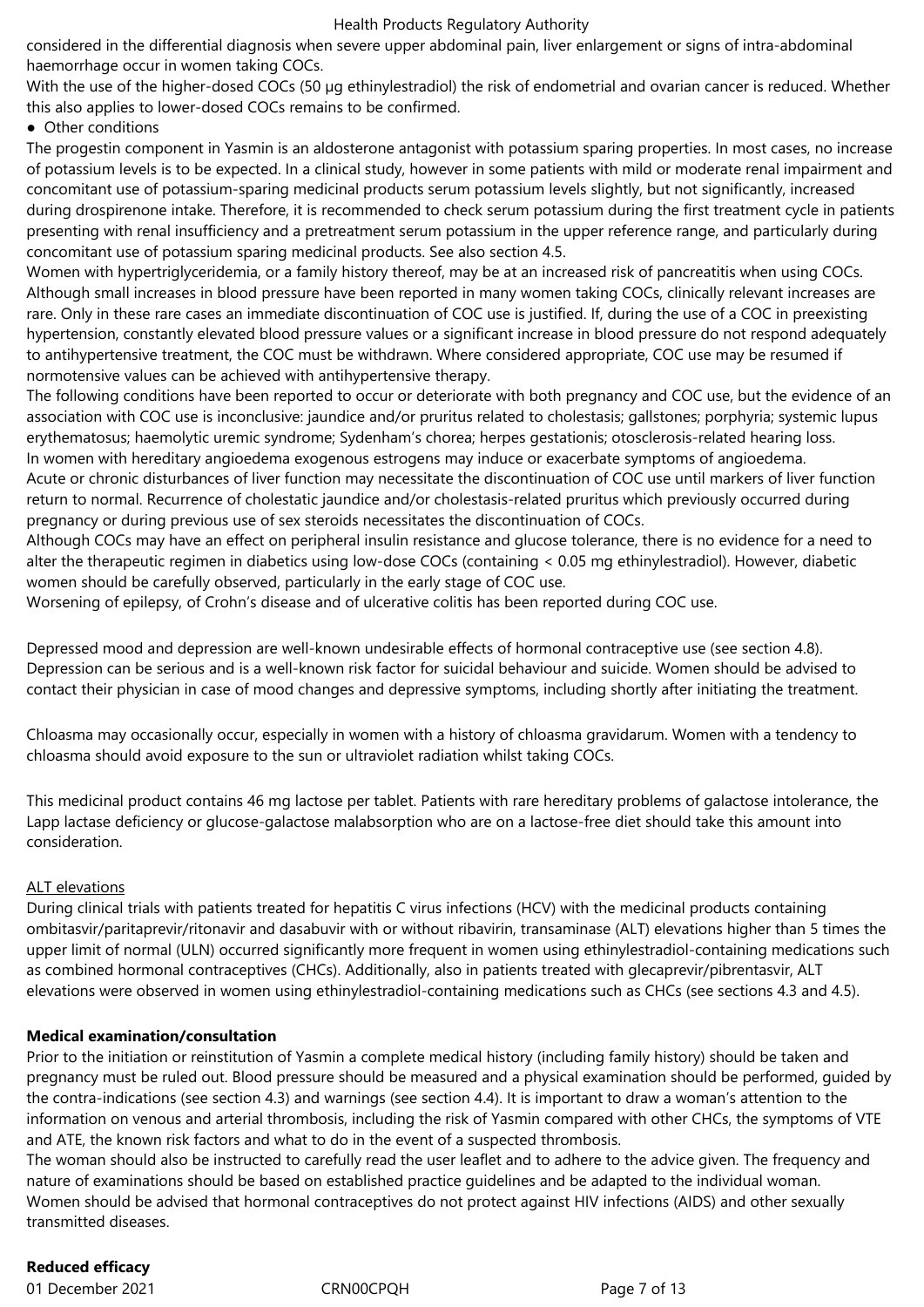considered in the differential diagnosis when severe upper abdominal pain, liver enlargement or signs of intra-abdominal haemorrhage occur in women taking COCs.

With the use of the higher-dosed COCs (50 µg ethinylestradiol) the risk of endometrial and ovarian cancer is reduced. Whether this also applies to lower-dosed COCs remains to be confirmed.

- Other conditions

The progestin component in Yasmin is an aldosterone antagonist with potassium sparing properties. In most cases, no increase of potassium levels is to be expected. In a clinical study, however in some patients with mild or moderate renal impairment and concomitant use of potassium-sparing medicinal products serum potassium levels slightly, but not significantly, increased during drospirenone intake. Therefore, it is recommended to check serum potassium during the first treatment cycle in patients presenting with renal insufficiency and a pretreatment serum potassium in the upper reference range, and particularly during concomitant use of potassium sparing medicinal products. See also section 4.5.

Women with hypertriglyceridemia, or a family history thereof, may be at an increased risk of pancreatitis when using COCs.

Although small increases in blood pressure have been reported in many women taking COCs, clinically relevant increases are rare. Only in these rare cases an immediate discontinuation of COC use is justified. If, during the use of a COC in preexisting hypertension, constantly elevated blood pressure values or a significant increase in blood pressure do not respond adequately to antihypertensive treatment, the COC must be withdrawn. Where considered appropriate, COC use may be resumed if normotensive values can be achieved with antihypertensive therapy.

The following conditions have been reported to occur or deteriorate with both pregnancy and COC use, but the evidence of an association with COC use is inconclusive: jaundice and/or pruritus related to cholestasis; gallstones; porphyria; systemic lupus erythematosus; haemolytic uremic syndrome; Sydenham's chorea; herpes gestationis; otosclerosis-related hearing loss.

In women with hereditary angioedema exogenous estrogens may induce or exacerbate symptoms of angioedema.

Acute or chronic disturbances of liver function may necessitate the discontinuation of COC use until markers of liver function return to normal. Recurrence of cholestatic jaundice and/or cholestasis-related pruritus which previously occurred during pregnancy or during previous use of sex steroids necessitates the discontinuation of COCs.

Although COCs may have an effect on peripheral insulin resistance and glucose tolerance, there is no evidence for a need to alter the therapeutic regimen in diabetics using low-dose COCs (containing < 0.05 mg ethinylestradiol). However, diabetic women should be carefully observed, particularly in the early stage of COC use.

Worsening of epilepsy, of Crohn's disease and of ulcerative colitis has been reported during COC use.

Depressed mood and depression are well-known undesirable effects of hormonal contraceptive use (see section 4.8). Depression can be serious and is a well-known risk factor for suicidal behaviour and suicide. Women should be advised to contact their physician in case of mood changes and depressive symptoms, including shortly after initiating the treatment.

Chloasma may occasionally occur, especially in women with a history of chloasma gravidarum. Women with a tendency to chloasma should avoid exposure to the sun or ultraviolet radiation whilst taking COCs.

This medicinal product contains 46 mg lactose per tablet. Patients with rare hereditary problems of galactose intolerance, the Lapp lactase deficiency or glucose-galactose malabsorption who are on a lactose-free diet should take this amount into consideration.

ALT elevations

During clinical trials with patients treated for hepatitis C virus infections (HCV) with the medicinal products containing ombitasvir/paritaprevir/ritonavir and dasabuvir with or without ribavirin, transaminase (ALT) elevations higher than 5 times the upper limit of normal (ULN) occurred significantly more frequent in women using ethinylestradiol-containing medications such as combined hormonal contraceptives (CHCs). Additionally, also in patients treated with glecaprevir/pibrentasvir, ALT elevations were observed in women using ethinylestradiol-containing medications such as CHCs (see sections 4.3 and 4.5).

**Medical examination/consultation**

Prior to the initiation or reinstitution of Yasmin a complete medical history (including family history) should be taken and pregnancy must be ruled out. Blood pressure should be measured and a physical examination should be performed, guided by the contra-indications (see section 4.3) and warnings (see section 4.4). It is important to draw a woman's attention to the information on venous and arterial thrombosis, including the risk of Yasmin compared with other CHCs, the symptoms of VTE and ATE, the known risk factors and what to do in the event of a suspected thrombosis.

The woman should also be instructed to carefully read the user leaflet and to adhere to the advice given. The frequency and nature of examinations should be based on established practice guidelines and be adapted to the individual woman.

Women should be advised that hormonal contraceptives do not protect against HIV infections (AIDS) and other sexually transmitted diseases.

**Reduced efficacy**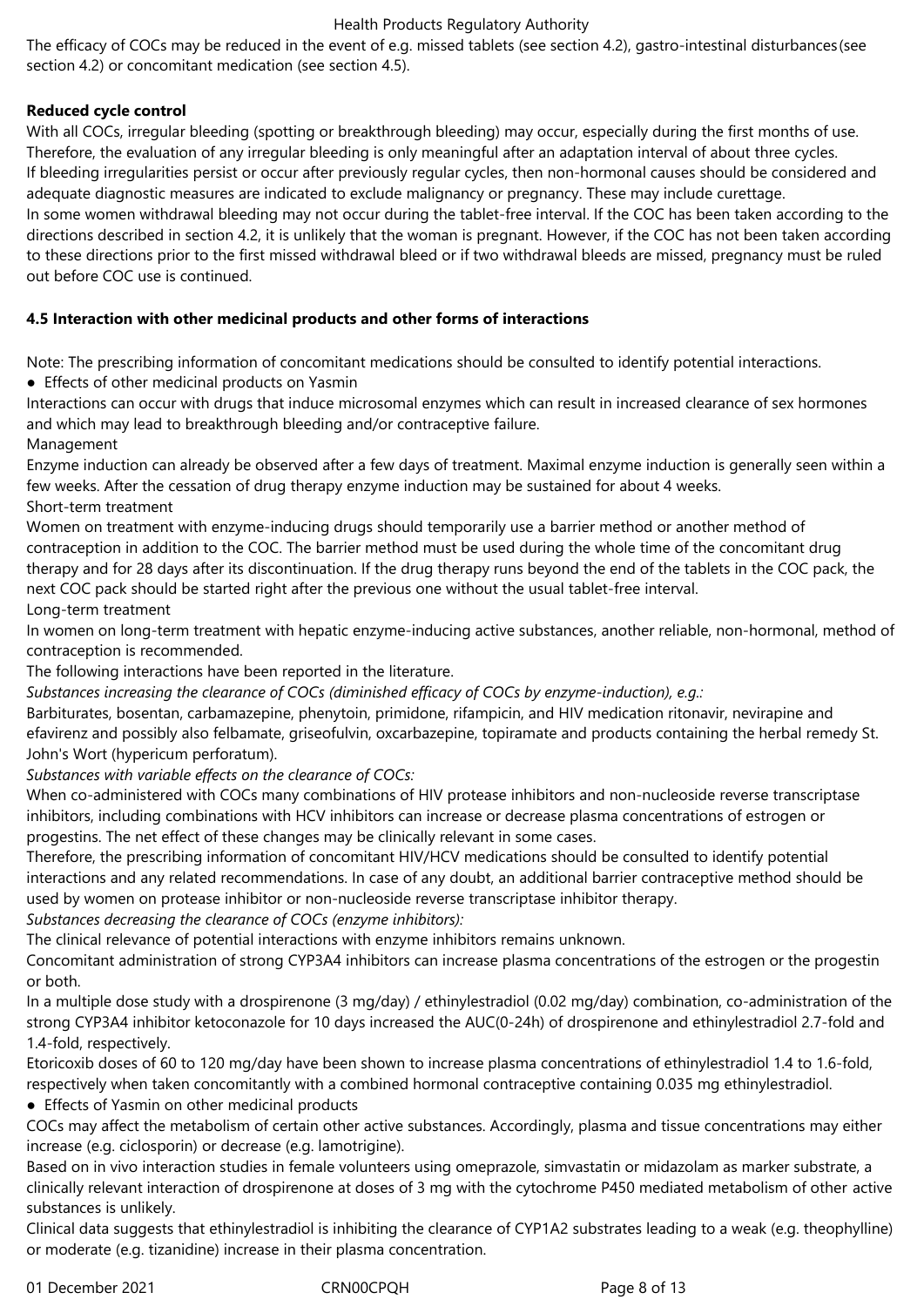The efficacy of COCs may be reduced in the event of e.g. missed tablets (see section 4.2), gastro-intestinal disturbances (see section 4.2) or concomitant medication (see section 4.5).

**Reduced cycle control**

With all COCs, irregular bleeding (spotting or breakthrough bleeding) may occur, especially during the first months of use. Therefore, the evaluation of any irregular bleeding is only meaningful after an adaptation interval of about three cycles.
If bleeding irregularities persist or occur after previously regular cycles, then non-hormonal causes should be considered and adequate diagnostic measures are indicated to exclude malignancy or pregnancy. These may include curettage.
In some women withdrawal bleeding may not occur during the tablet-free interval. If the COC has been taken according to the directions described in section 4.2, it is unlikely that the woman is pregnant. However, if the COC has not been taken according to these directions prior to the first missed withdrawal bleed or if two withdrawal bleeds are missed, pregnancy must be ruled out before COC use is continued.

**4.5 Interaction with other medicinal products and other forms of interactions**

Note: The prescribing information of concomitant medications should be consulted to identify potential interactions.

- Effects of other medicinal products on Yasmin

Interactions can occur with drugs that induce microsomal enzymes which can result in increased clearance of sex hormones and which may lead to breakthrough bleeding and/or contraceptive failure.

Management

Enzyme induction can already be observed after a few days of treatment. Maximal enzyme induction is generally seen within a few weeks. After the cessation of drug therapy enzyme induction may be sustained for about 4 weeks.

Short-term treatment

Women on treatment with enzyme-inducing drugs should temporarily use a barrier method or another method of contraception in addition to the COC. The barrier method must be used during the whole time of the concomitant drug therapy and for 28 days after its discontinuation. If the drug therapy runs beyond the end of the tablets in the COC pack, the next COC pack should be started right after the previous one without the usual tablet-free interval.

Long-term treatment

In women on long-term treatment with hepatic enzyme-inducing active substances, another reliable, non-hormonal, method of contraception is recommended.

The following interactions have been reported in the literature.

*Substances increasing the clearance of COCs (diminished efficacy of COCs by enzyme-induction), e.g.:*

Barbiturates, bosentan, carbamazepine, phenytoin, primidone, rifampicin, and HIV medication ritonavir, nevirapine and efavirenz and possibly also felbamate, griseofulvin, oxcarbazepine, topiramate and products containing the herbal remedy St. John's Wort (hypericum perforatum).

*Substances with variable effects on the clearance of COCs:*

When co-administered with COCs many combinations of HIV protease inhibitors and non-nucleoside reverse transcriptase inhibitors, including combinations with HCV inhibitors can increase or decrease plasma concentrations of estrogen or progestins. The net effect of these changes may be clinically relevant in some cases.

Therefore, the prescribing information of concomitant HIV/HCV medications should be consulted to identify potential interactions and any related recommendations. In case of any doubt, an additional barrier contraceptive method should be used by women on protease inhibitor or non-nucleoside reverse transcriptase inhibitor therapy.

*Substances decreasing the clearance of COCs (enzyme inhibitors):*

The clinical relevance of potential interactions with enzyme inhibitors remains unknown.

Concomitant administration of strong CYP3A4 inhibitors can increase plasma concentrations of the estrogen or the progestin or both.

In a multiple dose study with a drospirenone (3 mg/day) / ethinylestradiol (0.02 mg/day) combination, co-administration of the strong CYP3A4 inhibitor ketoconazole for 10 days increased the AUC(0-24h) of drospirenone and ethinylestradiol 2.7-fold and 1.4-fold, respectively.

Etoricoxib doses of 60 to 120 mg/day have been shown to increase plasma concentrations of ethinylestradiol 1.4 to 1.6-fold, respectively when taken concomitantly with a combined hormonal contraceptive containing 0.035 mg ethinylestradiol.

- Effects of Yasmin on other medicinal products

COCs may affect the metabolism of certain other active substances. Accordingly, plasma and tissue concentrations may either increase (e.g. ciclosporin) or decrease (e.g. lamotrigine).

Based on in vivo interaction studies in female volunteers using omeprazole, simvastatin or midazolam as marker substrate, a clinically relevant interaction of drospirenone at doses of 3 mg with the cytochrome P450 mediated metabolism of other active substances is unlikely.

Clinical data suggests that ethinylestradiol is inhibiting the clearance of CYP1A2 substrates leading to a weak (e.g. theophylline) or moderate (e.g. tizanidine) increase in their plasma concentration.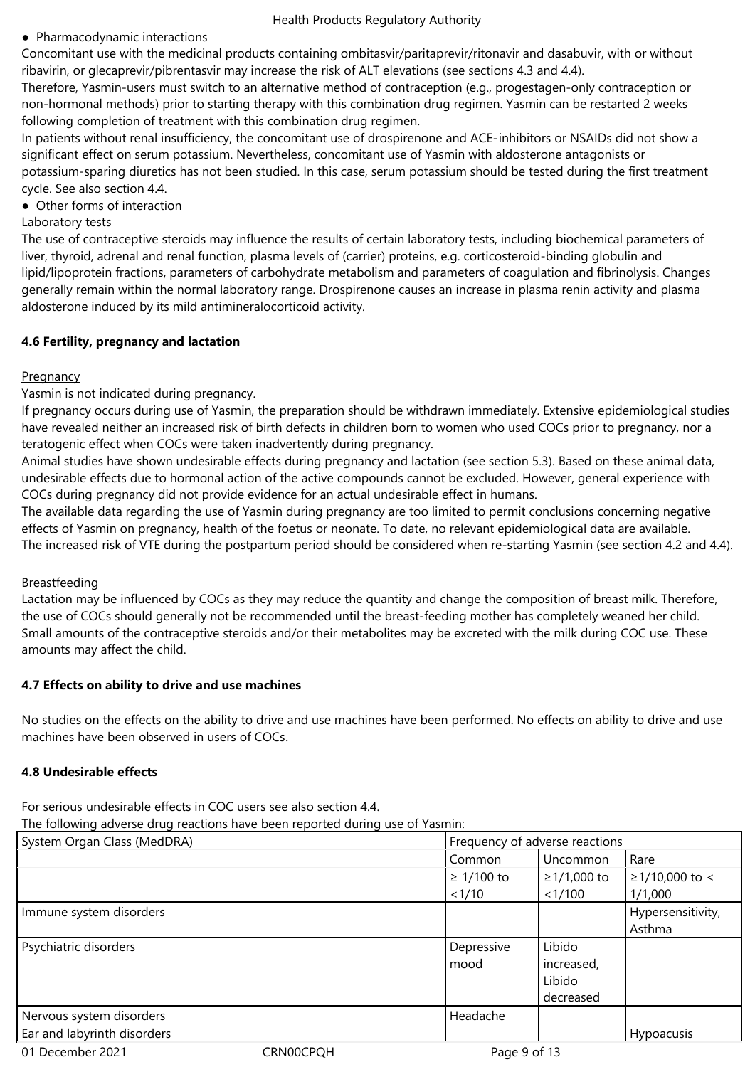- Pharmacodynamic interactions

Concomitant use with the medicinal products containing ombitasvir/paritaprevir/ritonavir and dasabuvir, with or without ribavirin, or glecaprevir/pibrentasvir may increase the risk of ALT elevations (see sections 4.3 and 4.4).
Therefore, Yasmin-users must switch to an alternative method of contraception (e.g., progestagen-only contraception or non-hormonal methods) prior to starting therapy with this combination drug regimen. Yasmin can be restarted 2 weeks following completion of treatment with this combination drug regimen.
In patients without renal insufficiency, the concomitant use of drospirenone and ACE-inhibitors or NSAIDs did not show a significant effect on serum potassium. Nevertheless, concomitant use of Yasmin with aldosterone antagonists or potassium-sparing diuretics has not been studied. In this case, serum potassium should be tested during the first treatment cycle. See also section 4.4.

- Other forms of interaction

Laboratory tests
The use of contraceptive steroids may influence the results of certain laboratory tests, including biochemical parameters of liver, thyroid, adrenal and renal function, plasma levels of (carrier) proteins, e.g. corticosteroid-binding globulin and lipid/lipoprotein fractions, parameters of carbohydrate metabolism and parameters of coagulation and fibrinolysis. Changes generally remain within the normal laboratory range. Drospirenone causes an increase in plasma renin activity and plasma aldosterone induced by its mild antimineralocorticoid activity.

**4.6 Fertility, pregnancy and lactation**

Pregnancy
Yasmin is not indicated during pregnancy.
If pregnancy occurs during use of Yasmin, the preparation should be withdrawn immediately. Extensive epidemiological studies have revealed neither an increased risk of birth defects in children born to women who used COCs prior to pregnancy, nor a teratogenic effect when COCs were taken inadvertently during pregnancy.
Animal studies have shown undesirable effects during pregnancy and lactation (see section 5.3). Based on these animal data, undesirable effects due to hormonal action of the active compounds cannot be excluded. However, general experience with COCs during pregnancy did not provide evidence for an actual undesirable effect in humans.
The available data regarding the use of Yasmin during pregnancy are too limited to permit conclusions concerning negative effects of Yasmin on pregnancy, health of the foetus or neonate. To date, no relevant epidemiological data are available.
The increased risk of VTE during the postpartum period should be considered when re-starting Yasmin (see section 4.2 and 4.4).

Breastfeeding
Lactation may be influenced by COCs as they may reduce the quantity and change the composition of breast milk. Therefore, the use of COCs should generally not be recommended until the breast-feeding mother has completely weaned her child. Small amounts of the contraceptive steroids and/or their metabolites may be excreted with the milk during COC use. These amounts may affect the child.

**4.7 Effects on ability to drive and use machines**

No studies on the effects on the ability to drive and use machines have been performed. No effects on ability to drive and use machines have been observed in users of COCs.

**4.8 Undesirable effects**

For serious undesirable effects in COC users see also section 4.4.
The following adverse drug reactions have been reported during use of Yasmin:

| System Organ Class (MedDRA) | Frequency of adverse reactions | | |
|---|---|---|---|
| | Common | Uncommon | Rare |
| | ≥ 1/100 to <1/10 | ≥1/1,000 to <1/100 | ≥1/10,000 to < 1/1,000 |
| Immune system disorders | | | Hypersensitivity, Asthma |
| Psychiatric disorders | Depressive mood | Libido increased, Libido decreased | |
| Nervous system disorders | Headache | | |
| Ear and labyrinth disorders | | | Hypoacusis |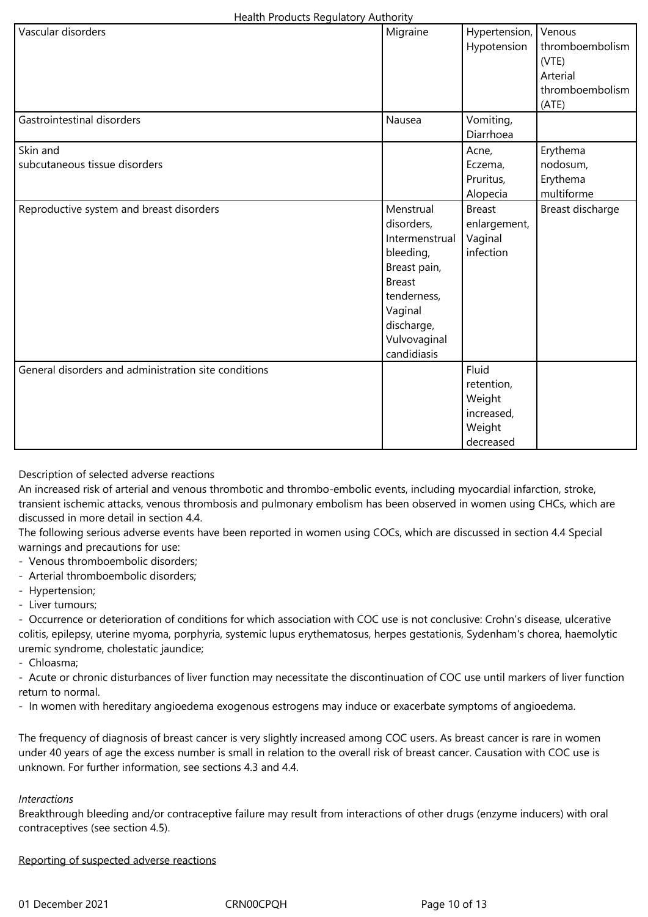| Vascular disorders | Migraine | Hypertension, Hypotension | Venous thromboembolism (VTE) Arterial thromboembolism (ATE) |
|---|---|---|---|
| Gastrointestinal disorders | Nausea | Vomiting, Diarrhoea | |
| Skin and subcutaneous tissue disorders | | Acne, Eczema, Pruritus, Alopecia | Erythema nodosum, Erythema multiforme |
| Reproductive system and breast disorders | Menstrual disorders, Intermenstrual bleeding, Breast pain, Breast tenderness, Vaginal discharge, Vulvovaginal candidiasis | Breast enlargement, Vaginal infection | Breast discharge |
| General disorders and administration site conditions | | Fluid retention, Weight increased, Weight decreased | |

Description of selected adverse reactions

An increased risk of arterial and venous thrombotic and thrombo-embolic events, including myocardial infarction, stroke, transient ischemic attacks, venous thrombosis and pulmonary embolism has been observed in women using CHCs, which are discussed in more detail in section 4.4.

The following serious adverse events have been reported in women using COCs, which are discussed in section 4.4 Special warnings and precautions for use:

- Venous thromboembolic disorders;
- Arterial thromboembolic disorders;
- Hypertension;
- Liver tumours;
- Occurrence or deterioration of conditions for which association with COC use is not conclusive: Crohn's disease, ulcerative colitis, epilepsy, uterine myoma, porphyria, systemic lupus erythematosus, herpes gestationis, Sydenham's chorea, haemolytic uremic syndrome, cholestatic jaundice;
- Chloasma;
- Acute or chronic disturbances of liver function may necessitate the discontinuation of COC use until markers of liver function return to normal.
- In women with hereditary angioedema exogenous estrogens may induce or exacerbate symptoms of angioedema.

The frequency of diagnosis of breast cancer is very slightly increased among COC users. As breast cancer is rare in women under 40 years of age the excess number is small in relation to the overall risk of breast cancer. Causation with COC use is unknown. For further information, see sections 4.3 and 4.4.

*Interactions*

Breakthrough bleeding and/or contraceptive failure may result from interactions of other drugs (enzyme inducers) with oral contraceptives (see section 4.5).

Reporting of suspected adverse reactions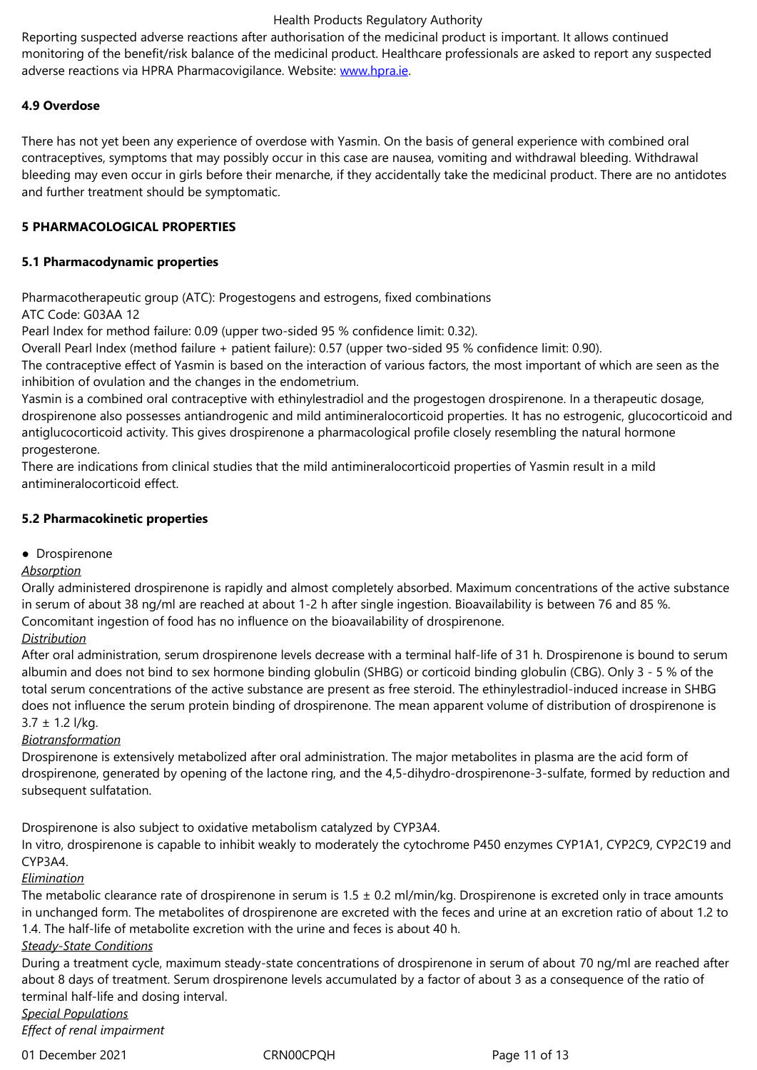Reporting suspected adverse reactions after authorisation of the medicinal product is important. It allows continued monitoring of the benefit/risk balance of the medicinal product. Healthcare professionals are asked to report any suspected adverse reactions via HPRA Pharmacovigilance. Website: www.hpra.ie.

**4.9 Overdose**

There has not yet been any experience of overdose with Yasmin. On the basis of general experience with combined oral contraceptives, symptoms that may possibly occur in this case are nausea, vomiting and withdrawal bleeding. Withdrawal bleeding may even occur in girls before their menarche, if they accidentally take the medicinal product. There are no antidotes and further treatment should be symptomatic.

## 5 PHARMACOLOGICAL PROPERTIES

### 5.1 Pharmacodynamic properties

Pharmacotherapeutic group (ATC): Progestogens and estrogens, fixed combinations
ATC Code: G03AA 12
Pearl Index for method failure: 0.09 (upper two-sided 95 % confidence limit: 0.32).
Overall Pearl Index (method failure + patient failure): 0.57 (upper two-sided 95 % confidence limit: 0.90).
The contraceptive effect of Yasmin is based on the interaction of various factors, the most important of which are seen as the inhibition of ovulation and the changes in the endometrium.
Yasmin is a combined oral contraceptive with ethinylestradiol and the progestogen drospirenone. In a therapeutic dosage, drospirenone also possesses antiandrogenic and mild antimineralocorticoid properties. It has no estrogenic, glucocorticoid and antiglucocorticoid activity. This gives drospirenone a pharmacological profile closely resembling the natural hormone progesterone.
There are indications from clinical studies that the mild antimineralocorticoid properties of Yasmin result in a mild antimineralocorticoid effect.

### 5.2 Pharmacokinetic properties

- Drospirenone

*__Absorption__*
Orally administered drospirenone is rapidly and almost completely absorbed. Maximum concentrations of the active substance in serum of about 38 ng/ml are reached at about 1-2 h after single ingestion. Bioavailability is between 76 and 85 %. Concomitant ingestion of food has no influence on the bioavailability of drospirenone.

*__Distribution__*
After oral administration, serum drospirenone levels decrease with a terminal half-life of 31 h. Drospirenone is bound to serum albumin and does not bind to sex hormone binding globulin (SHBG) or corticoid binding globulin (CBG). Only 3 - 5 % of the total serum concentrations of the active substance are present as free steroid. The ethinylestradiol-induced increase in SHBG does not influence the serum protein binding of drospirenone. The mean apparent volume of distribution of drospirenone is 3.7 ± 1.2 l/kg.

*__Biotransformation__*
Drospirenone is extensively metabolized after oral administration. The major metabolites in plasma are the acid form of drospirenone, generated by opening of the lactone ring, and the 4,5-dihydro-drospirenone-3-sulfate, formed by reduction and subsequent sulfatation.

Drospirenone is also subject to oxidative metabolism catalyzed by CYP3A4.
In vitro, drospirenone is capable to inhibit weakly to moderately the cytochrome P450 enzymes CYP1A1, CYP2C9, CYP2C19 and CYP3A4.

*__Elimination__*
The metabolic clearance rate of drospirenone in serum is 1.5 ± 0.2 ml/min/kg. Drospirenone is excreted only in trace amounts in unchanged form. The metabolites of drospirenone are excreted with the feces and urine at an excretion ratio of about 1.2 to 1.4. The half-life of metabolite excretion with the urine and feces is about 40 h.

*__Steady-State Conditions__*
During a treatment cycle, maximum steady-state concentrations of drospirenone in serum of about 70 ng/ml are reached after about 8 days of treatment. Serum drospirenone levels accumulated by a factor of about 3 as a consequence of the ratio of terminal half-life and dosing interval.

*__Special Populations__*

*Effect of renal impairment*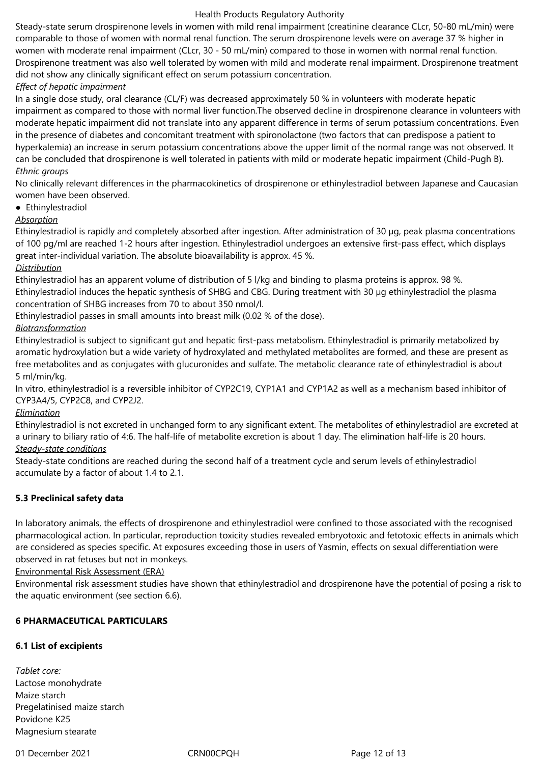Steady-state serum drospirenone levels in women with mild renal impairment (creatinine clearance CLcr, 50-80 mL/min) were comparable to those of women with normal renal function. The serum drospirenone levels were on average 37 % higher in women with moderate renal impairment (CLcr, 30 - 50 mL/min) compared to those in women with normal renal function. Drospirenone treatment was also well tolerated by women with mild and moderate renal impairment. Drospirenone treatment did not show any clinically significant effect on serum potassium concentration.

*Effect of hepatic impairment*

In a single dose study, oral clearance (CL/F) was decreased approximately 50 % in volunteers with moderate hepatic impairment as compared to those with normal liver function.The observed decline in drospirenone clearance in volunteers with moderate hepatic impairment did not translate into any apparent difference in terms of serum potassium concentrations. Even in the presence of diabetes and concomitant treatment with spironolactone (two factors that can predispose a patient to hyperkalemia) an increase in serum potassium concentrations above the upper limit of the normal range was not observed. It can be concluded that drospirenone is well tolerated in patients with mild or moderate hepatic impairment (Child-Pugh B).

*Ethnic groups*

No clinically relevant differences in the pharmacokinetics of drospirenone or ethinylestradiol between Japanese and Caucasian women have been observed.

- Ethinylestradiol

<u>*Absorption*</u>

Ethinylestradiol is rapidly and completely absorbed after ingestion. After administration of 30 µg, peak plasma concentrations of 100 pg/ml are reached 1-2 hours after ingestion. Ethinylestradiol undergoes an extensive first-pass effect, which displays great inter-individual variation. The absolute bioavailability is approx. 45 %.

<u>*Distribution*</u>

Ethinylestradiol has an apparent volume of distribution of 5 l/kg and binding to plasma proteins is approx. 98 %. Ethinylestradiol induces the hepatic synthesis of SHBG and CBG. During treatment with 30 µg ethinylestradiol the plasma concentration of SHBG increases from 70 to about 350 nmol/l.

Ethinylestradiol passes in small amounts into breast milk (0.02 % of the dose).

<u>*Biotransformation*</u>

Ethinylestradiol is subject to significant gut and hepatic first-pass metabolism. Ethinylestradiol is primarily metabolized by aromatic hydroxylation but a wide variety of hydroxylated and methylated metabolites are formed, and these are present as free metabolites and as conjugates with glucuronides and sulfate. The metabolic clearance rate of ethinylestradiol is about 5 ml/min/kg.

In vitro, ethinylestradiol is a reversible inhibitor of CYP2C19, CYP1A1 and CYP1A2 as well as a mechanism based inhibitor of CYP3A4/5, CYP2C8, and CYP2J2.

<u>*Elimination*</u>

Ethinylestradiol is not excreted in unchanged form to any significant extent. The metabolites of ethinylestradiol are excreted at a urinary to biliary ratio of 4:6. The half-life of metabolite excretion is about 1 day. The elimination half-life is 20 hours.

<u>*Steady-state conditions*</u>

Steady-state conditions are reached during the second half of a treatment cycle and serum levels of ethinylestradiol accumulate by a factor of about 1.4 to 2.1.

### 5.3 Preclinical safety data

In laboratory animals, the effects of drospirenone and ethinylestradiol were confined to those associated with the recognised pharmacological action. In particular, reproduction toxicity studies revealed embryotoxic and fetotoxic effects in animals which are considered as species specific. At exposures exceeding those in users of Yasmin, effects on sexual differentiation were observed in rat fetuses but not in monkeys.

<u>Environmental Risk Assessment (ERA)</u>

Environmental risk assessment studies have shown that ethinylestradiol and drospirenone have the potential of posing a risk to the aquatic environment (see section 6.6).

## 6 PHARMACEUTICAL PARTICULARS

### 6.1 List of excipients

*Tablet core:*
Lactose monohydrate
Maize starch
Pregelatinised maize starch
Povidone K25
Magnesium stearate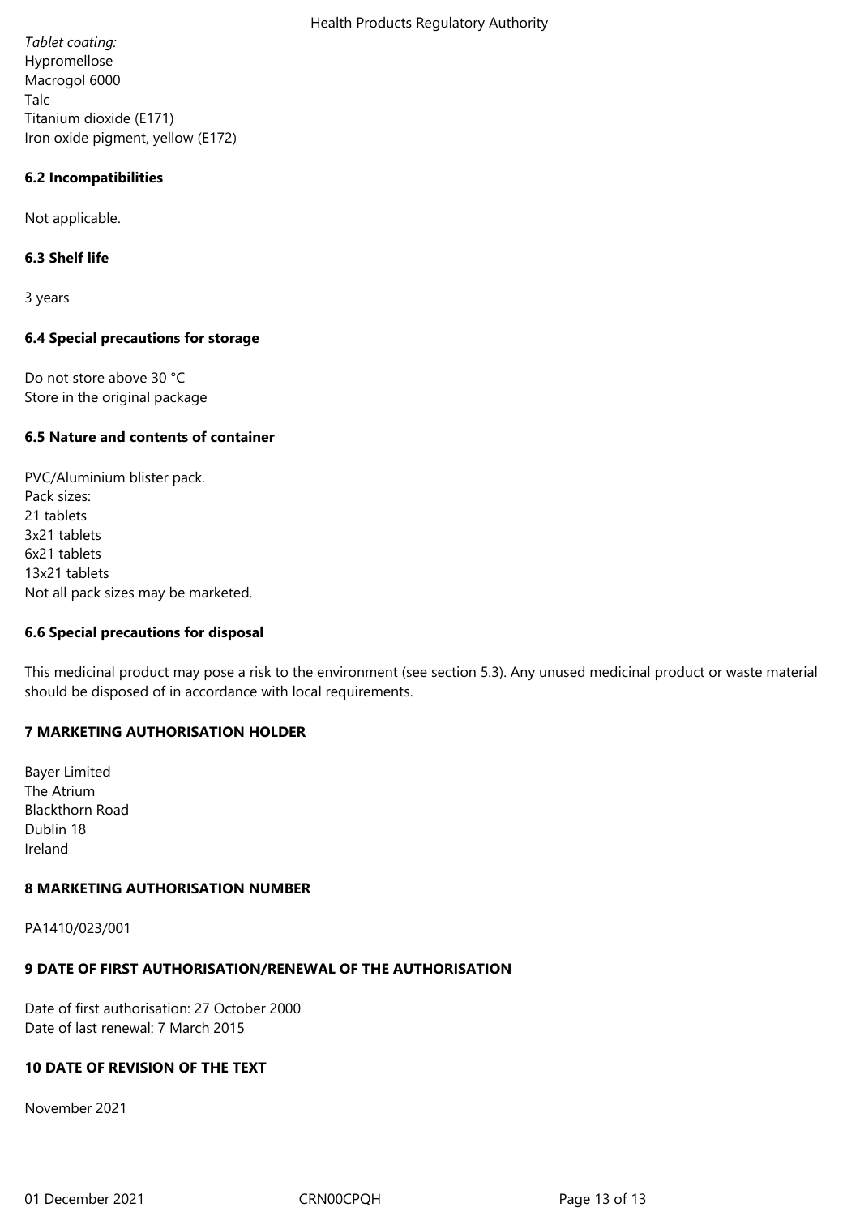*Tablet coating:*
Hypromellose
Macrogol 6000
Talc
Titanium dioxide (E171)
Iron oxide pigment, yellow (E172)

**6.2 Incompatibilities**

Not applicable.

**6.3 Shelf life**

3 years

**6.4 Special precautions for storage**

Do not store above 30 °C
Store in the original package

**6.5 Nature and contents of container**

PVC/Aluminium blister pack.
Pack sizes:
21 tablets
3x21 tablets
6x21 tablets
13x21 tablets
Not all pack sizes may be marketed.

**6.6 Special precautions for disposal**

This medicinal product may pose a risk to the environment (see section 5.3). Any unused medicinal product or waste material should be disposed of in accordance with local requirements.

**7 MARKETING AUTHORISATION HOLDER**

Bayer Limited
The Atrium
Blackthorn Road
Dublin 18
Ireland

**8 MARKETING AUTHORISATION NUMBER**

PA1410/023/001

**9 DATE OF FIRST AUTHORISATION/RENEWAL OF THE AUTHORISATION**

Date of first authorisation: 27 October 2000
Date of last renewal: 7 March 2015

**10 DATE OF REVISION OF THE TEXT**

November 2021